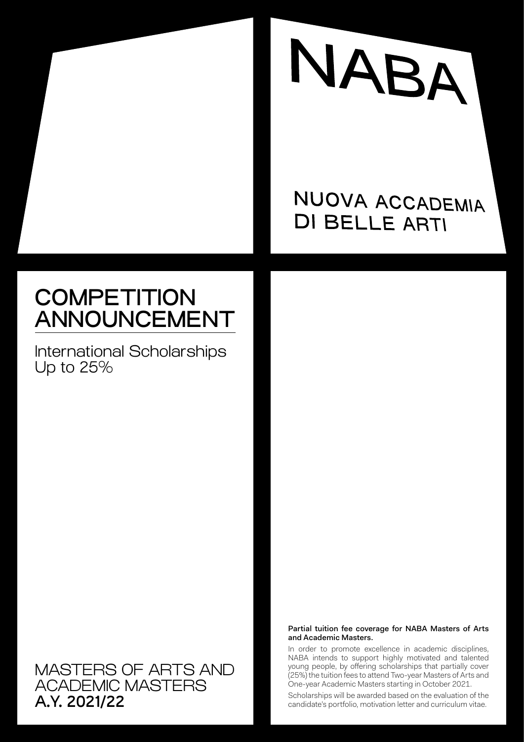# NABA

NUOVA ACCADEMIA DI BELLE ARTI

## COMPETITION ANNOUNCEMENT

International Scholarships
Up to 25%

MASTERS OF ARTS AND ACADEMIC MASTERS
**A.Y. 2021/22**

**Partial tuition fee coverage for NABA Masters of Arts and Academic Masters.**

In order to promote excellence in academic disciplines, NABA intends to support highly motivated and talented young people, by offering scholarships that partially cover (25%) the tuition fees to attend Two-year Masters of Arts and One-year Academic Masters starting in October 2021.

Scholarships will be awarded based on the evaluation of the candidate's portfolio, motivation letter and curriculum vitae.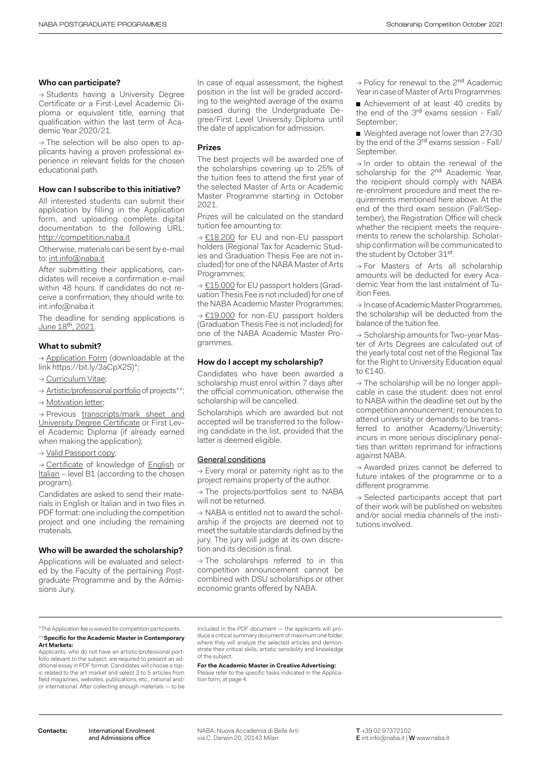### Who can participate?

→ Students having a University Degree Certificate or a First-Level Academic Diploma or equivalent title, earning that qualification within the last term of Academic Year 2020/21.

→ The selection will be also open to applicants having a proven professional experience in relevant fields for the chosen educational path.

### How can I subscribe to this initiative?

All interested students can submit their application by filling in the Application form, and uploading complete digital documentation to the following URL: http://competition.naba.it

Otherwise, materials can be sent by e-mail to: int.info@naba.it

After submitting their applications, candidates will receive a confirmation e-mail within 48 hours. If candidates do not receive a confirmation, they should write to: int.info@naba.it

The deadline for sending applications is June 18th, 2021.

### What to submit?

→ Application Form (downloadable at the link https://bit.ly/3aCpX2S)*;

→ Curriculum Vitae;

→ Artistic/professional portfolio of projects**;

→ Motivation letter;

→ Previous transcripts/mark sheet and University Degree Certificate or First Level Academic Diploma (if already earned when making the application);

→ Valid Passport copy;

→ Certificate of knowledge of English or Italian – level B1 (according to the chosen program).

Candidates are asked to send their materials in English or Italian and in two files in PDF format: one including the competition project and one including the remaining materials.

### Who will be awarded the scholarship?

Applications will be evaluated and selected by the Faculty of the pertaining Postgraduate Programme and by the Admissions Jury.

In case of equal assessment, the highest position in the list will be graded according to the weighted average of the exams passed during the Undergraduate Degree/First Level University Diploma until the date of application for admission.

### Prizes

The best projects will be awarded one of the scholarships covering up to 25% of the tuition fees to attend the first year of the selected Master of Arts or Academic Master Programme starting in October 2021.

Prizes will be calculated on the standard tuition fee amounting to:

→ €18.200 for EU and non-EU passport holders (Regional Tax for Academic Studies and Graduation Thesis Fee are not included) for one of the NABA Master of Arts Programmes;

→ €15.000 for EU passport holders (Graduation Thesis Fee is not included) for one of the NABA Academic Master Programmes;

→ €19.000 for non-EU passport holders (Graduation Thesis Fee is not included) for one of the NABA Academic Master Programmes.

### How do I accept my scholarship?

Candidates who have been awarded a scholarship must enrol within 7 days after the official communication, otherwise the scholarship will be cancelled.

Scholarships which are awarded but not accepted will be transferred to the following candidate in the list, provided that the latter is deemed eligible.

### General conditions

→ Every moral or paternity right as to the project remains property of the author.

→ The projects/portfolios sent to NABA will not be returned.

→ NABA is entitled not to award the scholarship if the projects are deemed not to meet the suitable standards defined by the jury. The jury will judge at its own discretion and its decision is final.

→ The scholarships referred to in this competition announcement cannot be combined with DSU scholarships or other economic grants offered by NABA.

→ Policy for renewal to the 2nd Academic Year in case of Master of Arts Programmes:

- Achievement of at least 40 credits by the end of the 3rd exams session - Fall/September;
- Weighted average not lower than 27/30 by the end of the 3rd exams session - Fall/September.

→ In order to obtain the renewal of the scholarship for the 2nd Academic Year, the recipient should comply with NABA re-enrolment procedure and meet the requirements mentioned here above. At the end of the third exam session (Fall/September), the Registration Office will check whether the recipient meets the requirements to renew the scholarship. Scholarship confirmation will be communicated to the student by October 31st.

→ For Masters of Arts all scholarship amounts will be deducted for every Academic Year from the last instalment of Tuition Fees.

→ In case of Academic Master Programmes, the scholarship will be deducted from the balance of the tuition fee.

→ Scholarship amounts for Two-year Master of Arts Degrees are calculated out of the yearly total cost net of the Regional Tax for the Right to University Education equal to €140.

→ The scholarship will be no longer applicable in case the student: does not enrol to NABA within the deadline set out by the competition announcement; renounces to attend university or demands to be transferred to another Academy/University; incurs in more serious disciplinary penalties than written reprimand for infractions against NABA.

→ Awarded prizes cannot be deferred to future intakes of the programme or to a different programme.

→ Selected participants accept that part of their work will be published on websites and/or social media channels of the institutions involved.

---

*The Application fee is waived for competition participants.

****Specific for the Academic Master in Contemporary Art Markets:**

Applicants, who do not have an artistic/professional portfolio relevant to the subject, are required to present an additional essay in PDF format. Candidates will choose a topic related to the art market and select 3 to 5 articles from field magazines, websites, publications, etc., national and/or international. After collecting enough materials — to be included in the PDF document — the applicants will produce a critical summary document of maximum one folder, where they will analyze the selected articles and demonstrate their critical skills, artistic sensibility and knowledge of the subject.

**For the Academic Master in Creative Advertising:**
Please refer to the specific tasks indicated in the Application form, at page 4.

---

**Contacts:** International Enrolment and Admissions office

NABA, Nuova Accademia di Belle Arti
via C. Darwin 20, 20143 Milan

**T** +39 02 97372102
**E** int.info@naba.it | **W** www.naba.it